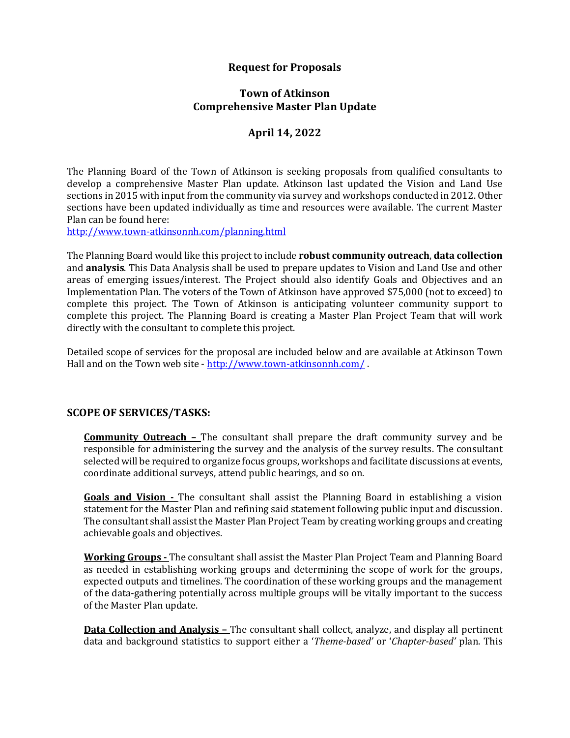# Request for Proposals

## Town of Atkinson
## Comprehensive Master Plan Update

## April 14, 2022

The Planning Board of the Town of Atkinson is seeking proposals from qualified consultants to develop a comprehensive Master Plan update. Atkinson last updated the Vision and Land Use sections in 2015 with input from the community via survey and workshops conducted in 2012. Other sections have been updated individually as time and resources were available. The current Master Plan can be found here:
http://www.town-atkinsonnh.com/planning.html

The Planning Board would like this project to include **robust community outreach**, **data collection** and **analysis**. This Data Analysis shall be used to prepare updates to Vision and Land Use and other areas of emerging issues/interest. The Project should also identify Goals and Objectives and an Implementation Plan. The voters of the Town of Atkinson have approved $75,000 (not to exceed) to complete this project. The Town of Atkinson is anticipating volunteer community support to complete this project. The Planning Board is creating a Master Plan Project Team that will work directly with the consultant to complete this project.

Detailed scope of services for the proposal are included below and are available at Atkinson Town Hall and on the Town web site - http://www.town-atkinsonnh.com/ .

### SCOPE OF SERVICES/TASKS:

**Community Outreach –** The consultant shall prepare the draft community survey and be responsible for administering the survey and the analysis of the survey results. The consultant selected will be required to organize focus groups, workshops and facilitate discussions at events, coordinate additional surveys, attend public hearings, and so on.

**Goals and Vision -** The consultant shall assist the Planning Board in establishing a vision statement for the Master Plan and refining said statement following public input and discussion. The consultant shall assist the Master Plan Project Team by creating working groups and creating achievable goals and objectives.

**Working Groups -** The consultant shall assist the Master Plan Project Team and Planning Board as needed in establishing working groups and determining the scope of work for the groups, expected outputs and timelines. The coordination of these working groups and the management of the data-gathering potentially across multiple groups will be vitally important to the success of the Master Plan update.

**Data Collection and Analysis –** The consultant shall collect, analyze, and display all pertinent data and background statistics to support either a '*Theme-based*' or '*Chapter-based*' plan. This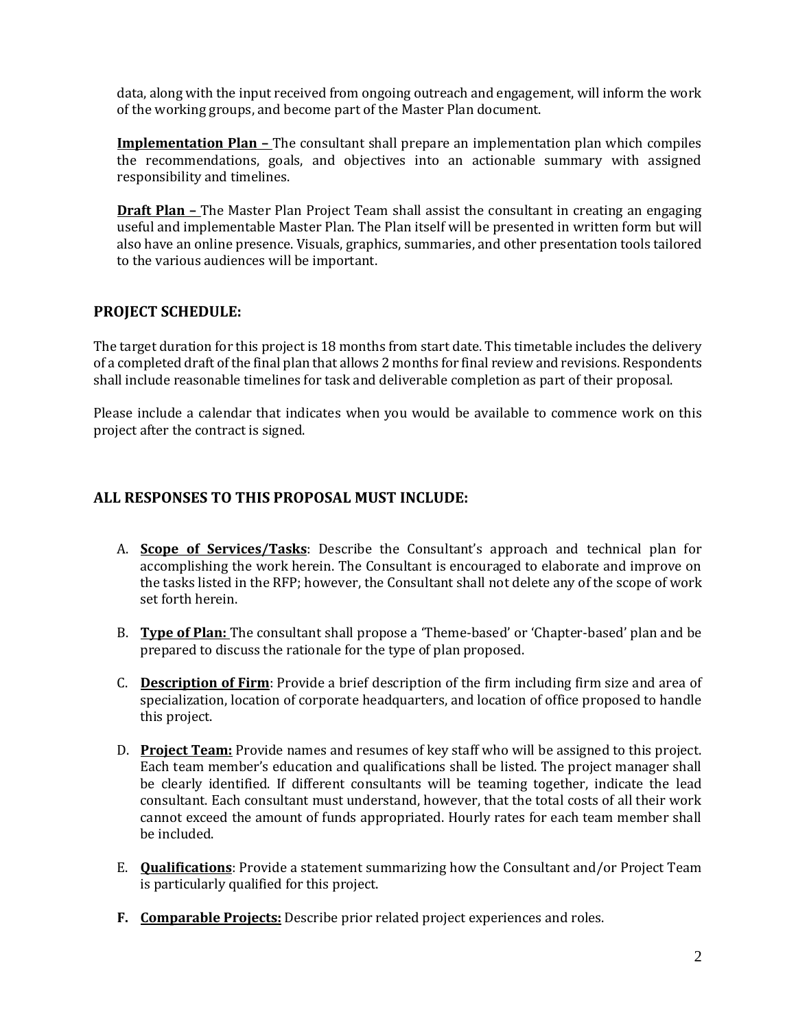data, along with the input received from ongoing outreach and engagement, will inform the work of the working groups, and become part of the Master Plan document.

**Implementation Plan –** The consultant shall prepare an implementation plan which compiles the recommendations, goals, and objectives into an actionable summary with assigned responsibility and timelines.

**Draft Plan –** The Master Plan Project Team shall assist the consultant in creating an engaging useful and implementable Master Plan. The Plan itself will be presented in written form but will also have an online presence. Visuals, graphics, summaries, and other presentation tools tailored to the various audiences will be important.

## PROJECT SCHEDULE:

The target duration for this project is 18 months from start date. This timetable includes the delivery of a completed draft of the final plan that allows 2 months for final review and revisions. Respondents shall include reasonable timelines for task and deliverable completion as part of their proposal.

Please include a calendar that indicates when you would be available to commence work on this project after the contract is signed.

## ALL RESPONSES TO THIS PROPOSAL MUST INCLUDE:

A. **Scope of Services/Tasks**: Describe the Consultant's approach and technical plan for accomplishing the work herein. The Consultant is encouraged to elaborate and improve on the tasks listed in the RFP; however, the Consultant shall not delete any of the scope of work set forth herein.

B. **Type of Plan:** The consultant shall propose a 'Theme-based' or 'Chapter-based' plan and be prepared to discuss the rationale for the type of plan proposed.

C. **Description of Firm**: Provide a brief description of the firm including firm size and area of specialization, location of corporate headquarters, and location of office proposed to handle this project.

D. **Project Team:** Provide names and resumes of key staff who will be assigned to this project. Each team member's education and qualifications shall be listed. The project manager shall be clearly identified. If different consultants will be teaming together, indicate the lead consultant. Each consultant must understand, however, that the total costs of all their work cannot exceed the amount of funds appropriated. Hourly rates for each team member shall be included.

E. **Qualifications**: Provide a statement summarizing how the Consultant and/or Project Team is particularly qualified for this project.

**F.** **Comparable Projects:** Describe prior related project experiences and roles.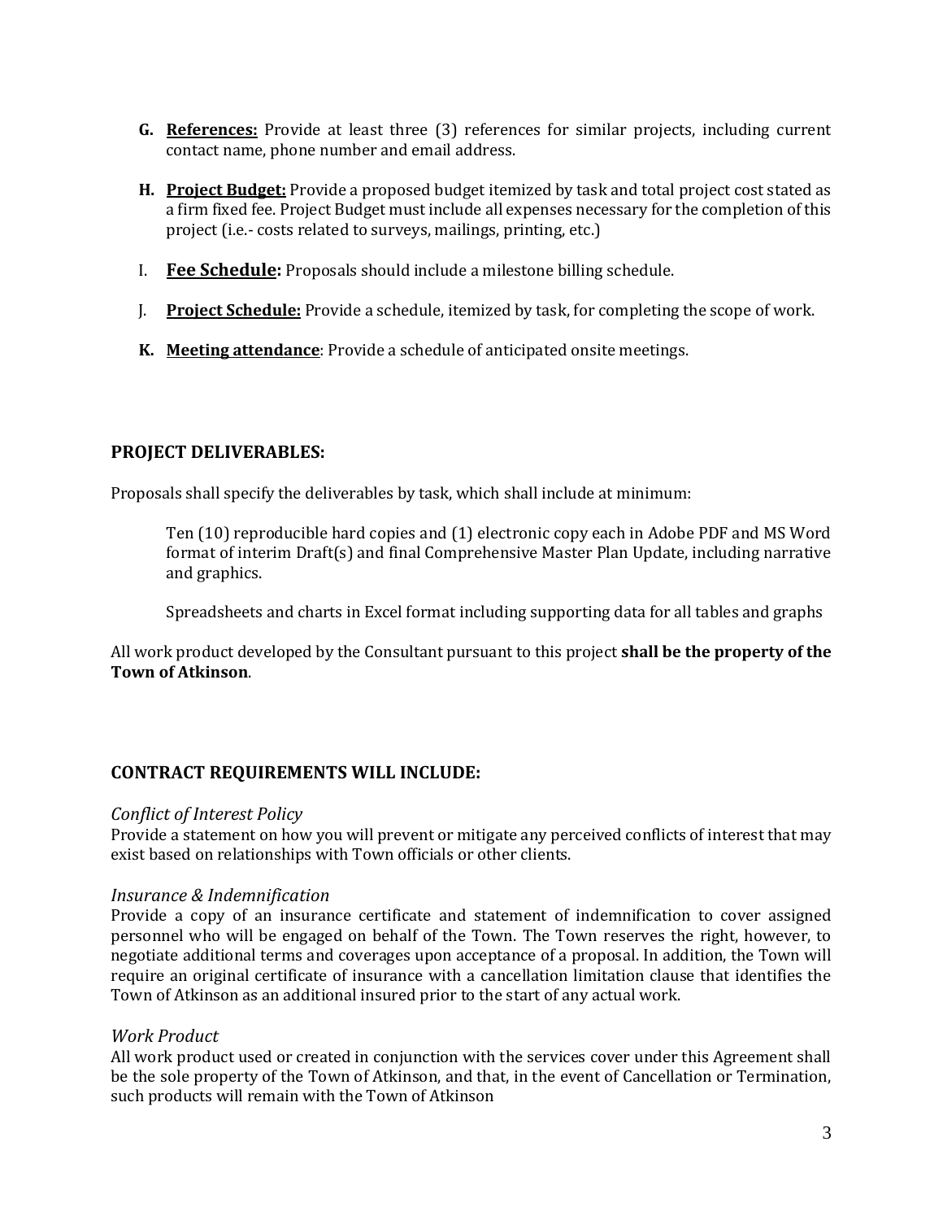**G. References:** Provide at least three (3) references for similar projects, including current contact name, phone number and email address.

**H. Project Budget:** Provide a proposed budget itemized by task and total project cost stated as a firm fixed fee. Project Budget must include all expenses necessary for the completion of this project (i.e.- costs related to surveys, mailings, printing, etc.)

I. **Fee Schedule:** Proposals should include a milestone billing schedule.

J. **Project Schedule:** Provide a schedule, itemized by task, for completing the scope of work.

**K. Meeting attendance**: Provide a schedule of anticipated onsite meetings.

## PROJECT DELIVERABLES:

Proposals shall specify the deliverables by task, which shall include at minimum:

> Ten (10) reproducible hard copies and (1) electronic copy each in Adobe PDF and MS Word format of interim Draft(s) and final Comprehensive Master Plan Update, including narrative and graphics.
>
> Spreadsheets and charts in Excel format including supporting data for all tables and graphs

All work product developed by the Consultant pursuant to this project **shall be the property of the Town of Atkinson**.

## CONTRACT REQUIREMENTS WILL INCLUDE:

*Conflict of Interest Policy*
Provide a statement on how you will prevent or mitigate any perceived conflicts of interest that may exist based on relationships with Town officials or other clients.

*Insurance & Indemnification*
Provide a copy of an insurance certificate and statement of indemnification to cover assigned personnel who will be engaged on behalf of the Town. The Town reserves the right, however, to negotiate additional terms and coverages upon acceptance of a proposal. In addition, the Town will require an original certificate of insurance with a cancellation limitation clause that identifies the Town of Atkinson as an additional insured prior to the start of any actual work.

*Work Product*
All work product used or created in conjunction with the services cover under this Agreement shall be the sole property of the Town of Atkinson, and that, in the event of Cancellation or Termination, such products will remain with the Town of Atkinson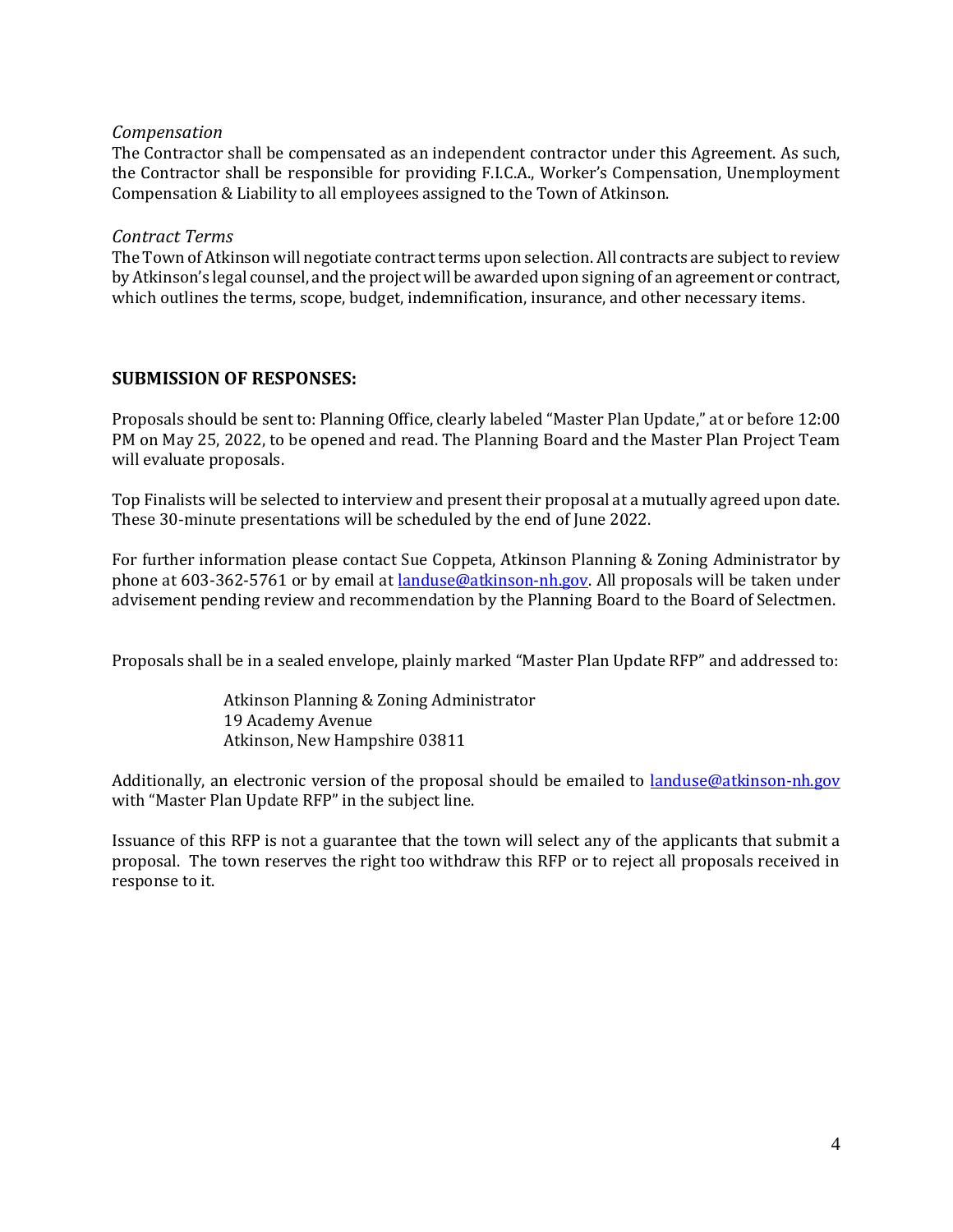*Compensation*
The Contractor shall be compensated as an independent contractor under this Agreement. As such, the Contractor shall be responsible for providing F.I.C.A., Worker's Compensation, Unemployment Compensation & Liability to all employees assigned to the Town of Atkinson.

*Contract Terms*
The Town of Atkinson will negotiate contract terms upon selection. All contracts are subject to review by Atkinson's legal counsel, and the project will be awarded upon signing of an agreement or contract, which outlines the terms, scope, budget, indemnification, insurance, and other necessary items.

## SUBMISSION OF RESPONSES:

Proposals should be sent to: Planning Office, clearly labeled "Master Plan Update," at or before 12:00 PM on May 25, 2022, to be opened and read. The Planning Board and the Master Plan Project Team will evaluate proposals.

Top Finalists will be selected to interview and present their proposal at a mutually agreed upon date. These 30-minute presentations will be scheduled by the end of June 2022.

For further information please contact Sue Coppeta, Atkinson Planning & Zoning Administrator by phone at 603-362-5761 or by email at [landuse@atkinson-nh.gov](mailto:landuse@atkinson-nh.gov). All proposals will be taken under advisement pending review and recommendation by the Planning Board to the Board of Selectmen.

Proposals shall be in a sealed envelope, plainly marked "Master Plan Update RFP" and addressed to:

> Atkinson Planning & Zoning Administrator
> 19 Academy Avenue
> Atkinson, New Hampshire 03811

Additionally, an electronic version of the proposal should be emailed to [landuse@atkinson-nh.gov](mailto:landuse@atkinson-nh.gov) with "Master Plan Update RFP" in the subject line.

Issuance of this RFP is not a guarantee that the town will select any of the applicants that submit a proposal. The town reserves the right too withdraw this RFP or to reject all proposals received in response to it.